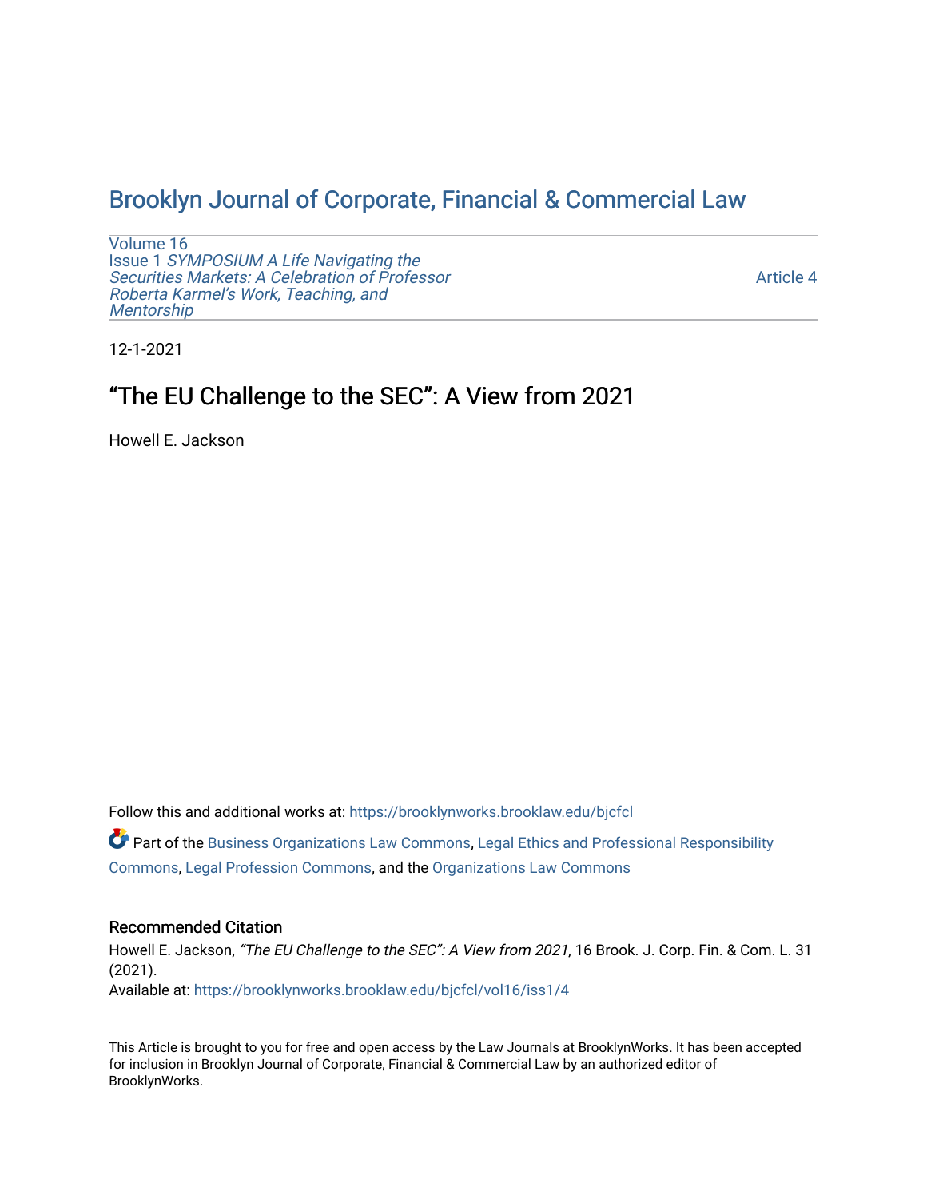# Brooklyn Journal of Corporate, Financial & Commercial Law

Volume 16
Issue 1 *SYMPOSIUM A Life Navigating the Securities Markets: A Celebration of Professor Roberta Karmel's Work, Teaching, and Mentorship*

Article 4

12-1-2021

## "The EU Challenge to the SEC": A View from 2021

Howell E. Jackson

Follow this and additional works at: https://brooklynworks.brooklaw.edu/bjcfcl

Part of the Business Organizations Law Commons, Legal Ethics and Professional Responsibility Commons, Legal Profession Commons, and the Organizations Law Commons

### Recommended Citation

Howell E. Jackson, *"The EU Challenge to the SEC": A View from 2021*, 16 Brook. J. Corp. Fin. & Com. L. 31 (2021).
Available at: https://brooklynworks.brooklaw.edu/bjcfcl/vol16/iss1/4

This Article is brought to you for free and open access by the Law Journals at BrooklynWorks. It has been accepted for inclusion in Brooklyn Journal of Corporate, Financial & Commercial Law by an authorized editor of BrooklynWorks.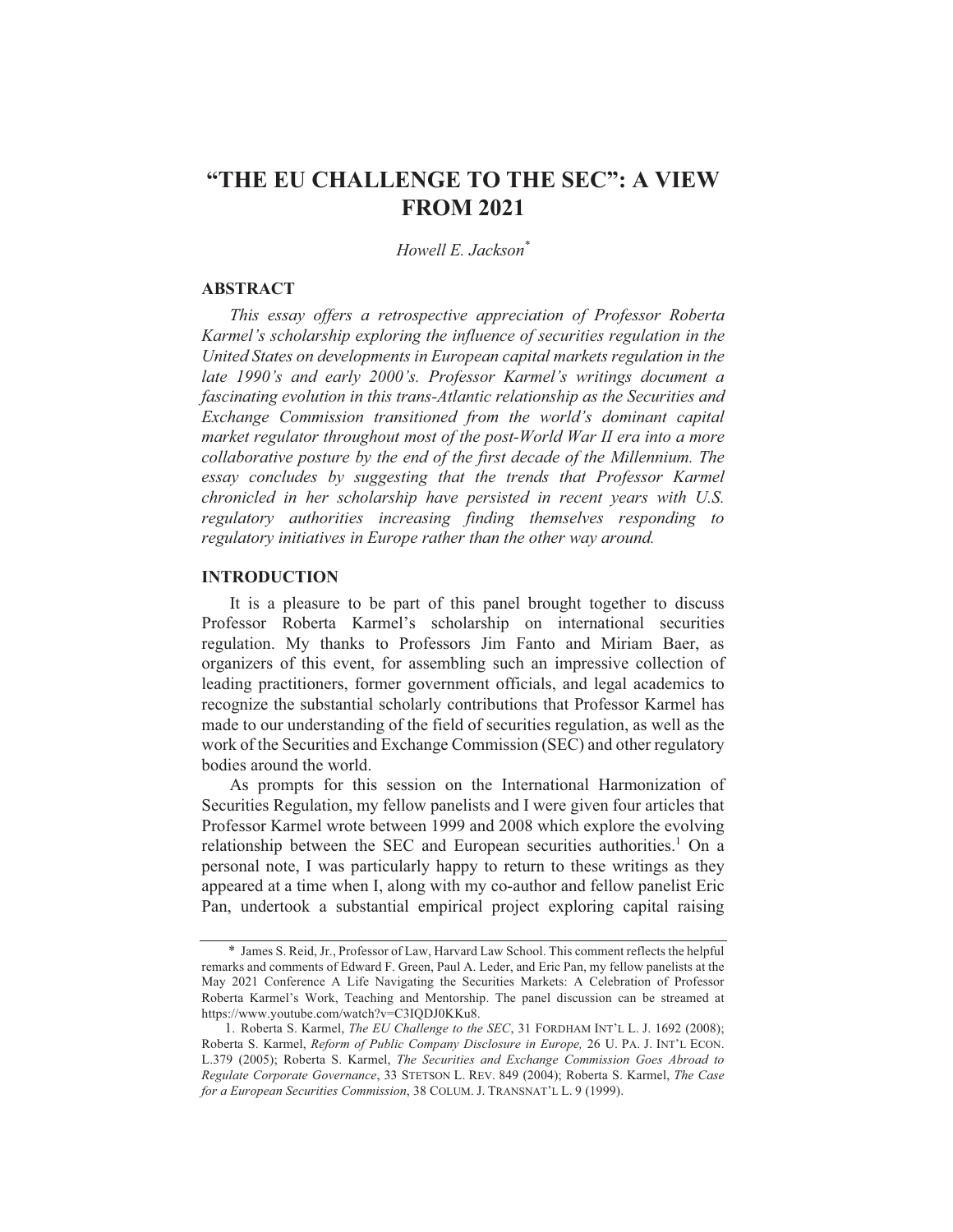# "THE EU CHALLENGE TO THE SEC": A VIEW FROM 2021

*Howell E. Jackson*[*]

## ABSTRACT

*This essay offers a retrospective appreciation of Professor Roberta Karmel's scholarship exploring the influence of securities regulation in the United States on developments in European capital markets regulation in the late 1990's and early 2000's. Professor Karmel's writings document a fascinating evolution in this trans-Atlantic relationship as the Securities and Exchange Commission transitioned from the world's dominant capital market regulator throughout most of the post-World War II era into a more collaborative posture by the end of the first decade of the Millennium. The essay concludes by suggesting that the trends that Professor Karmel chronicled in her scholarship have persisted in recent years with U.S. regulatory authorities increasing finding themselves responding to regulatory initiatives in Europe rather than the other way around.*

## INTRODUCTION

It is a pleasure to be part of this panel brought together to discuss Professor Roberta Karmel's scholarship on international securities regulation. My thanks to Professors Jim Fanto and Miriam Baer, as organizers of this event, for assembling such an impressive collection of leading practitioners, former government officials, and legal academics to recognize the substantial scholarly contributions that Professor Karmel has made to our understanding of the field of securities regulation, as well as the work of the Securities and Exchange Commission (SEC) and other regulatory bodies around the world.

As prompts for this session on the International Harmonization of Securities Regulation, my fellow panelists and I were given four articles that Professor Karmel wrote between 1999 and 2008 which explore the evolving relationship between the SEC and European securities authorities.[1] On a personal note, I was particularly happy to return to these writings as they appeared at a time when I, along with my co-author and fellow panelist Eric Pan, undertook a substantial empirical project exploring capital raising

---

[*] James S. Reid, Jr., Professor of Law, Harvard Law School. This comment reflects the helpful remarks and comments of Edward F. Green, Paul A. Leder, and Eric Pan, my fellow panelists at the May 2021 Conference A Life Navigating the Securities Markets: A Celebration of Professor Roberta Karmel's Work, Teaching and Mentorship. The panel discussion can be streamed at https://www.youtube.com/watch?v=C3IQDJ0KKu8.

1. Roberta S. Karmel, *The EU Challenge to the SEC*, 31 FORDHAM INT'L L. J. 1692 (2008); Roberta S. Karmel, *Reform of Public Company Disclosure in Europe,* 26 U. PA. J. INT'L ECON. L.379 (2005); Roberta S. Karmel, *The Securities and Exchange Commission Goes Abroad to Regulate Corporate Governance*, 33 STETSON L. REV. 849 (2004); Roberta S. Karmel, *The Case for a European Securities Commission*, 38 COLUM. J. TRANSNAT'L L. 9 (1999).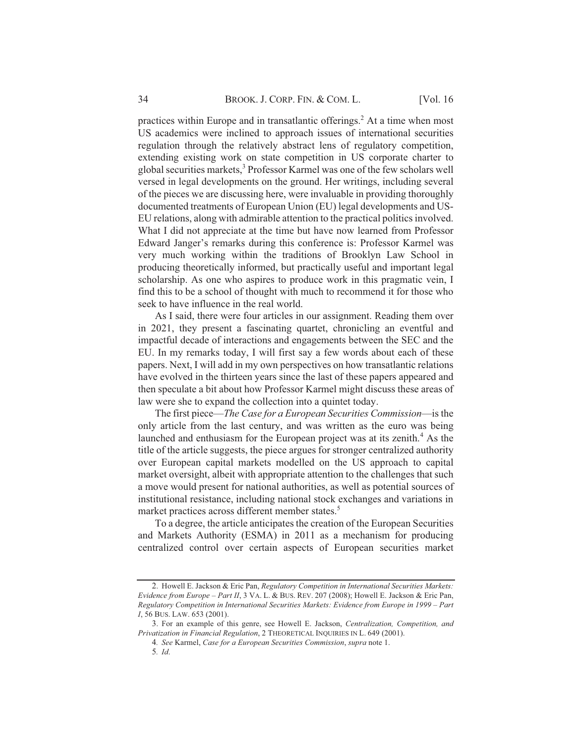practices within Europe and in transatlantic offerings.[2] At a time when most US academics were inclined to approach issues of international securities regulation through the relatively abstract lens of regulatory competition, extending existing work on state competition in US corporate charter to global securities markets,[3] Professor Karmel was one of the few scholars well versed in legal developments on the ground. Her writings, including several of the pieces we are discussing here, were invaluable in providing thoroughly documented treatments of European Union (EU) legal developments and US-EU relations, along with admirable attention to the practical politics involved. What I did not appreciate at the time but have now learned from Professor Edward Janger's remarks during this conference is: Professor Karmel was very much working within the traditions of Brooklyn Law School in producing theoretically informed, but practically useful and important legal scholarship. As one who aspires to produce work in this pragmatic vein, I find this to be a school of thought with much to recommend it for those who seek to have influence in the real world.

As I said, there were four articles in our assignment. Reading them over in 2021, they present a fascinating quartet, chronicling an eventful and impactful decade of interactions and engagements between the SEC and the EU. In my remarks today, I will first say a few words about each of these papers. Next, I will add in my own perspectives on how transatlantic relations have evolved in the thirteen years since the last of these papers appeared and then speculate a bit about how Professor Karmel might discuss these areas of law were she to expand the collection into a quintet today.

The first piece—*The Case for a European Securities Commission*—is the only article from the last century, and was written as the euro was being launched and enthusiasm for the European project was at its zenith.[4] As the title of the article suggests, the piece argues for stronger centralized authority over European capital markets modelled on the US approach to capital market oversight, albeit with appropriate attention to the challenges that such a move would present for national authorities, as well as potential sources of institutional resistance, including national stock exchanges and variations in market practices across different member states.[5]

To a degree, the article anticipates the creation of the European Securities and Markets Authority (ESMA) in 2011 as a mechanism for producing centralized control over certain aspects of European securities market

---

2. Howell E. Jackson & Eric Pan, *Regulatory Competition in International Securities Markets: Evidence from Europe – Part II*, 3 VA. L. & BUS. REV. 207 (2008); Howell E. Jackson & Eric Pan, *Regulatory Competition in International Securities Markets: Evidence from Europe in 1999 – Part I*, 56 BUS. LAW. 653 (2001).

3. For an example of this genre, see Howell E. Jackson, *Centralization, Competition, and Privatization in Financial Regulation*, 2 THEORETICAL INQUIRIES IN L. 649 (2001).

4. *See* Karmel, *Case for a European Securities Commission*, *supra* note 1.

5. *Id.*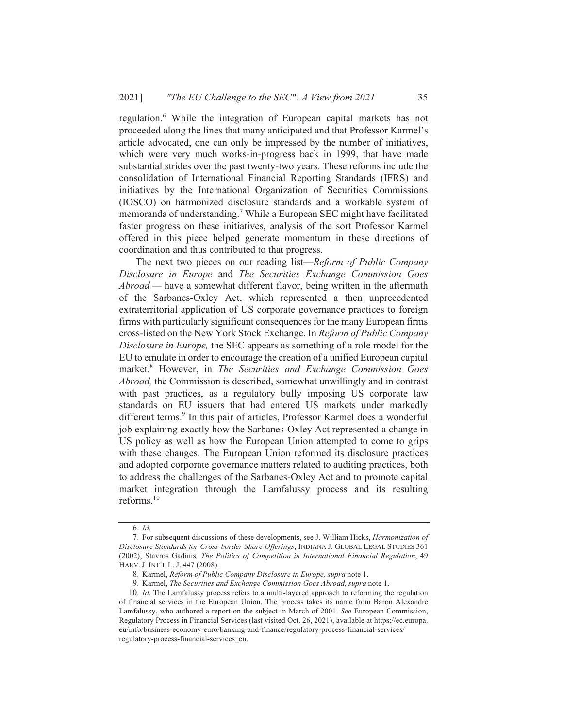regulation.[6] While the integration of European capital markets has not proceeded along the lines that many anticipated and that Professor Karmel's article advocated, one can only be impressed by the number of initiatives, which were very much works-in-progress back in 1999, that have made substantial strides over the past twenty-two years. These reforms include the consolidation of International Financial Reporting Standards (IFRS) and initiatives by the International Organization of Securities Commissions (IOSCO) on harmonized disclosure standards and a workable system of memoranda of understanding.[7] While a European SEC might have facilitated faster progress on these initiatives, analysis of the sort Professor Karmel offered in this piece helped generate momentum in these directions of coordination and thus contributed to that progress.

The next two pieces on our reading list—*Reform of Public Company Disclosure in Europe* and *The Securities Exchange Commission Goes Abroad* — have a somewhat different flavor, being written in the aftermath of the Sarbanes-Oxley Act, which represented a then unprecedented extraterritorial application of US corporate governance practices to foreign firms with particularly significant consequences for the many European firms cross-listed on the New York Stock Exchange. In *Reform of Public Company Disclosure in Europe,* the SEC appears as something of a role model for the EU to emulate in order to encourage the creation of a unified European capital market.[8] However, in *The Securities and Exchange Commission Goes Abroad,* the Commission is described, somewhat unwillingly and in contrast with past practices, as a regulatory bully imposing US corporate law standards on EU issuers that had entered US markets under markedly different terms.[9] In this pair of articles, Professor Karmel does a wonderful job explaining exactly how the Sarbanes-Oxley Act represented a change in US policy as well as how the European Union attempted to come to grips with these changes. The European Union reformed its disclosure practices and adopted corporate governance matters related to auditing practices, both to address the challenges of the Sarbanes-Oxley Act and to promote capital market integration through the Lamfalussy process and its resulting reforms.[10]

---

6. *Id.*

7. For subsequent discussions of these developments, see J. William Hicks, *Harmonization of Disclosure Standards for Cross-border Share Offerings*, INDIANA J. GLOBAL LEGAL STUDIES 361 (2002); Stavros Gadinis*, The Politics of Competition in International Financial Regulation*, 49 HARV. J. INT'L L. J. 447 (2008).

8. Karmel, *Reform of Public Company Disclosure in Europe, supra* note 1.

9. Karmel, *The Securities and Exchange Commission Goes Abroad*, *supra* note 1.

10. *Id*. The Lamfalussy process refers to a multi-layered approach to reforming the regulation of financial services in the European Union. The process takes its name from Baron Alexandre Lamfalussy, who authored a report on the subject in March of 2001. *See* European Commission, Regulatory Process in Financial Services (last visited Oct. 26, 2021), available at https://ec.europa.eu/info/business-economy-euro/banking-and-finance/regulatory-process-financial-services/regulatory-process-financial-services_en.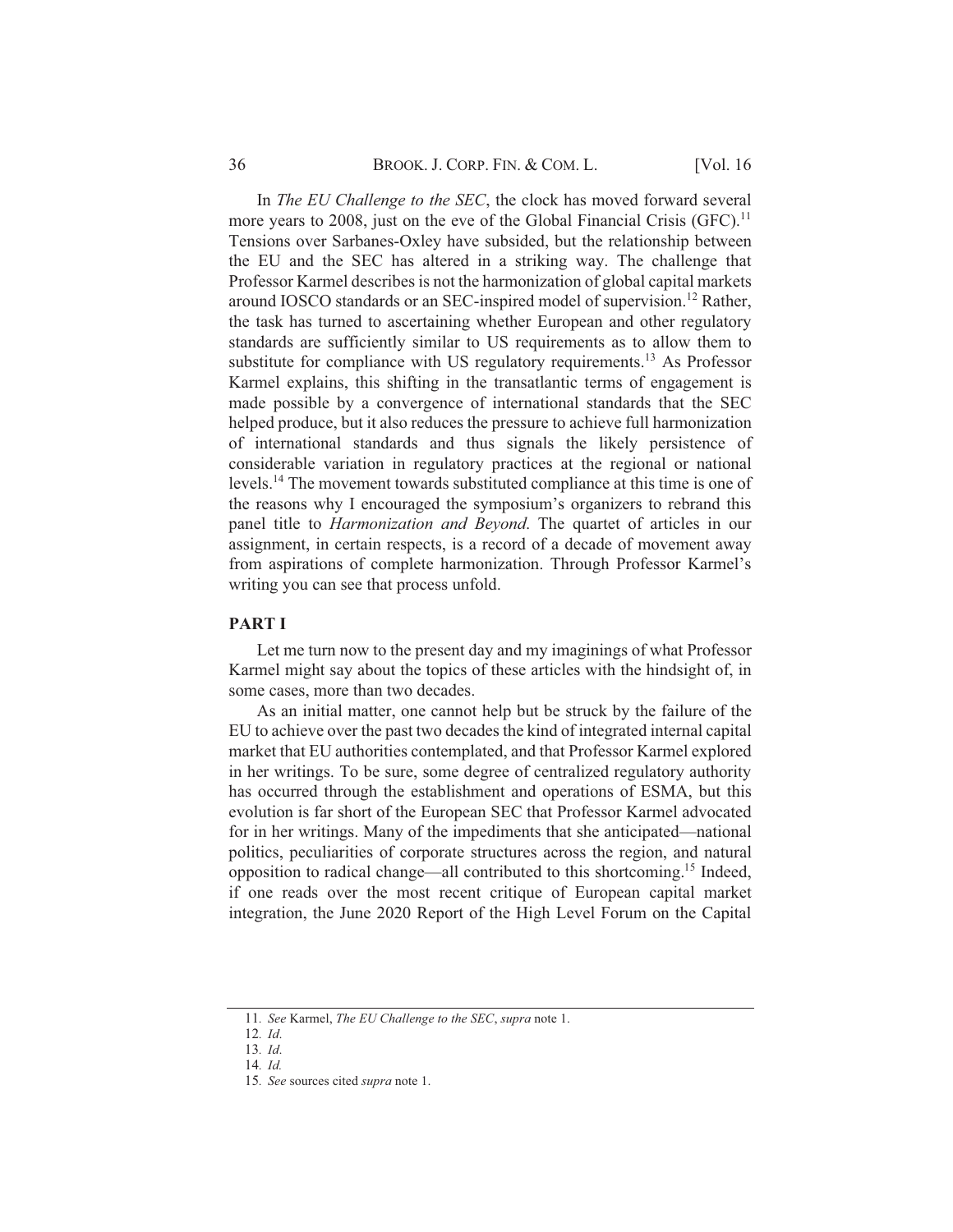In *The EU Challenge to the SEC*, the clock has moved forward several more years to 2008, just on the eve of the Global Financial Crisis (GFC).[11] Tensions over Sarbanes-Oxley have subsided, but the relationship between the EU and the SEC has altered in a striking way. The challenge that Professor Karmel describes is not the harmonization of global capital markets around IOSCO standards or an SEC-inspired model of supervision.[12] Rather, the task has turned to ascertaining whether European and other regulatory standards are sufficiently similar to US requirements as to allow them to substitute for compliance with US regulatory requirements.[13] As Professor Karmel explains, this shifting in the transatlantic terms of engagement is made possible by a convergence of international standards that the SEC helped produce, but it also reduces the pressure to achieve full harmonization of international standards and thus signals the likely persistence of considerable variation in regulatory practices at the regional or national levels.[14] The movement towards substituted compliance at this time is one of the reasons why I encouraged the symposium's organizers to rebrand this panel title to *Harmonization and Beyond*. The quartet of articles in our assignment, in certain respects, is a record of a decade of movement away from aspirations of complete harmonization. Through Professor Karmel's writing you can see that process unfold.

## PART I

Let me turn now to the present day and my imaginings of what Professor Karmel might say about the topics of these articles with the hindsight of, in some cases, more than two decades.

As an initial matter, one cannot help but be struck by the failure of the EU to achieve over the past two decades the kind of integrated internal capital market that EU authorities contemplated, and that Professor Karmel explored in her writings. To be sure, some degree of centralized regulatory authority has occurred through the establishment and operations of ESMA, but this evolution is far short of the European SEC that Professor Karmel advocated for in her writings. Many of the impediments that she anticipated—national politics, peculiarities of corporate structures across the region, and natural opposition to radical change—all contributed to this shortcoming.[15] Indeed, if one reads over the most recent critique of European capital market integration, the June 2020 Report of the High Level Forum on the Capital

11. *See* Karmel, *The EU Challenge to the SEC*, *supra* note 1.

12. *Id*.

13. *Id*.

14. *Id.*

15. *See* sources cited *supra* note 1.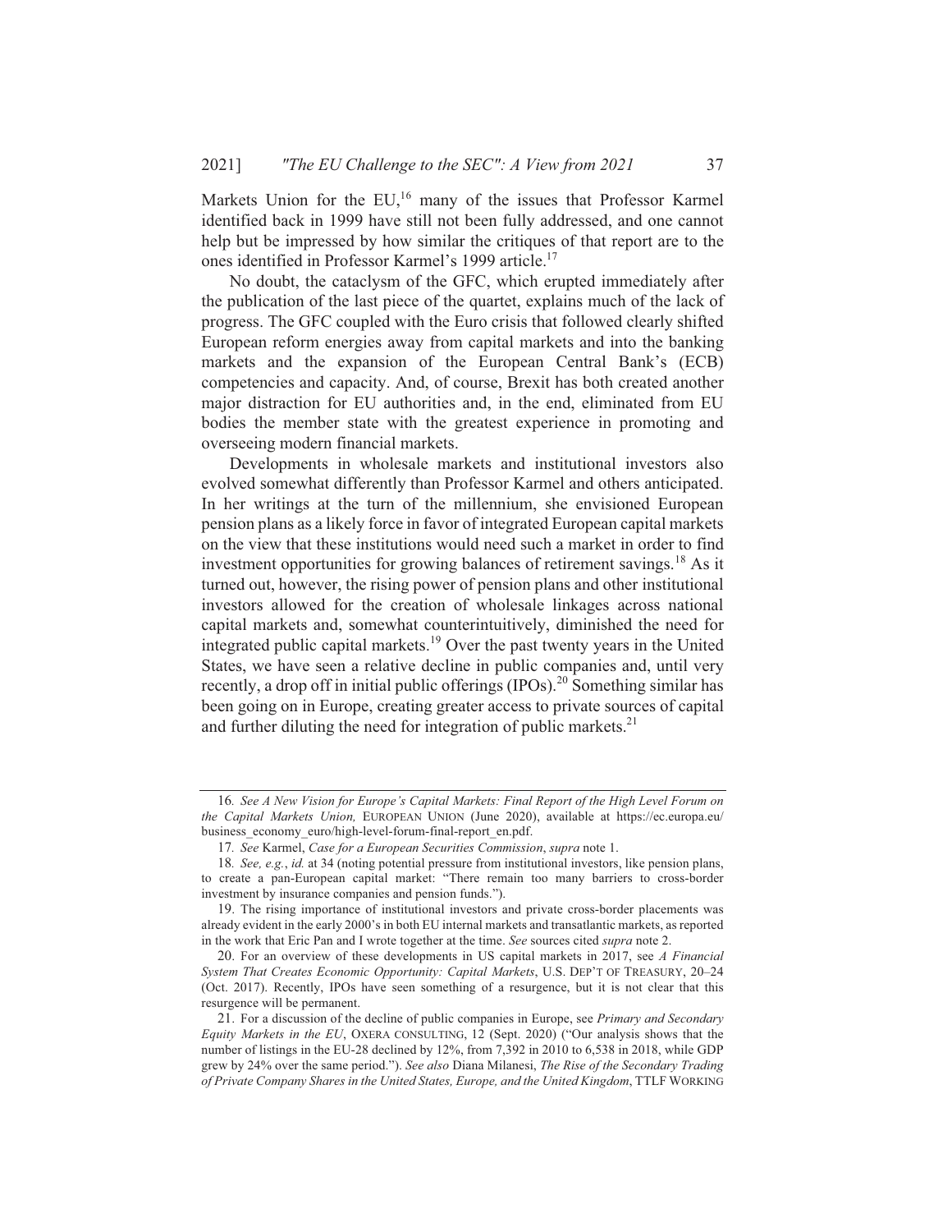Markets Union for the EU,[16] many of the issues that Professor Karmel identified back in 1999 have still not been fully addressed, and one cannot help but be impressed by how similar the critiques of that report are to the ones identified in Professor Karmel's 1999 article.[17]

No doubt, the cataclysm of the GFC, which erupted immediately after the publication of the last piece of the quartet, explains much of the lack of progress. The GFC coupled with the Euro crisis that followed clearly shifted European reform energies away from capital markets and into the banking markets and the expansion of the European Central Bank's (ECB) competencies and capacity. And, of course, Brexit has both created another major distraction for EU authorities and, in the end, eliminated from EU bodies the member state with the greatest experience in promoting and overseeing modern financial markets.

Developments in wholesale markets and institutional investors also evolved somewhat differently than Professor Karmel and others anticipated. In her writings at the turn of the millennium, she envisioned European pension plans as a likely force in favor of integrated European capital markets on the view that these institutions would need such a market in order to find investment opportunities for growing balances of retirement savings.[18] As it turned out, however, the rising power of pension plans and other institutional investors allowed for the creation of wholesale linkages across national capital markets and, somewhat counterintuitively, diminished the need for integrated public capital markets.[19] Over the past twenty years in the United States, we have seen a relative decline in public companies and, until very recently, a drop off in initial public offerings (IPOs).[20] Something similar has been going on in Europe, creating greater access to private sources of capital and further diluting the need for integration of public markets.[21]

---

16. *See A New Vision for Europe's Capital Markets: Final Report of the High Level Forum on the Capital Markets Union,* EUROPEAN UNION (June 2020), available at https://ec.europa.eu/business_economy_euro/high-level-forum-final-report_en.pdf.

17. *See* Karmel, *Case for a European Securities Commission*, *supra* note 1.

18. *See, e.g.*, *id.* at 34 (noting potential pressure from institutional investors, like pension plans, to create a pan-European capital market: "There remain too many barriers to cross-border investment by insurance companies and pension funds.").

19. The rising importance of institutional investors and private cross-border placements was already evident in the early 2000's in both EU internal markets and transatlantic markets, as reported in the work that Eric Pan and I wrote together at the time. *See* sources cited *supra* note 2.

20. For an overview of these developments in US capital markets in 2017, see *A Financial System That Creates Economic Opportunity: Capital Markets*, U.S. DEP'T OF TREASURY, 20–24 (Oct. 2017). Recently, IPOs have seen something of a resurgence, but it is not clear that this resurgence will be permanent.

21. For a discussion of the decline of public companies in Europe, see *Primary and Secondary Equity Markets in the EU*, OXERA CONSULTING, 12 (Sept. 2020) ("Our analysis shows that the number of listings in the EU-28 declined by 12%, from 7,392 in 2010 to 6,538 in 2018, while GDP grew by 24% over the same period."). *See also* Diana Milanesi, *The Rise of the Secondary Trading of Private Company Shares in the United States, Europe, and the United Kingdom*, TTLF WORKING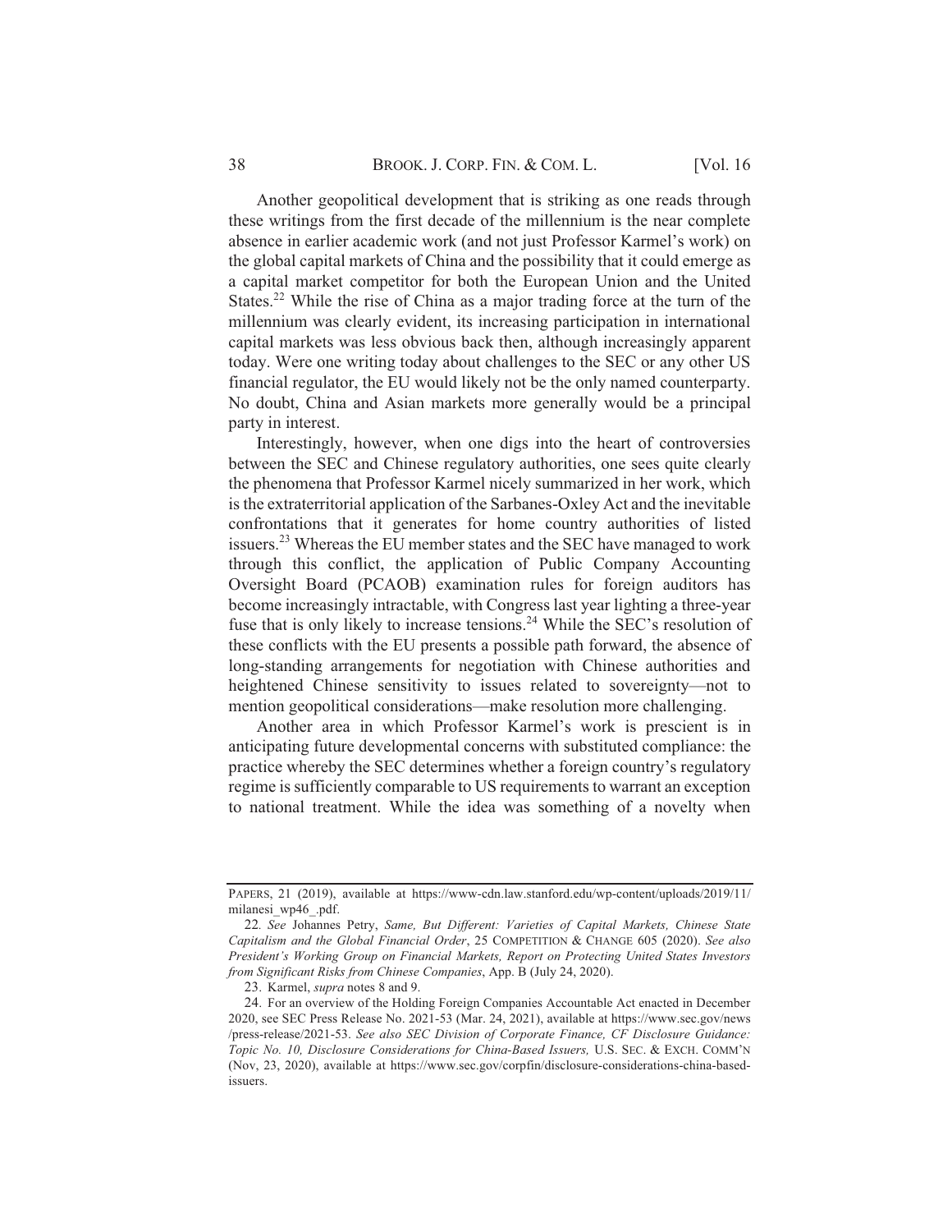Another geopolitical development that is striking as one reads through these writings from the first decade of the millennium is the near complete absence in earlier academic work (and not just Professor Karmel's work) on the global capital markets of China and the possibility that it could emerge as a capital market competitor for both the European Union and the United States.[22] While the rise of China as a major trading force at the turn of the millennium was clearly evident, its increasing participation in international capital markets was less obvious back then, although increasingly apparent today. Were one writing today about challenges to the SEC or any other US financial regulator, the EU would likely not be the only named counterparty. No doubt, China and Asian markets more generally would be a principal party in interest.

Interestingly, however, when one digs into the heart of controversies between the SEC and Chinese regulatory authorities, one sees quite clearly the phenomena that Professor Karmel nicely summarized in her work, which is the extraterritorial application of the Sarbanes-Oxley Act and the inevitable confrontations that it generates for home country authorities of listed issuers.[23] Whereas the EU member states and the SEC have managed to work through this conflict, the application of Public Company Accounting Oversight Board (PCAOB) examination rules for foreign auditors has become increasingly intractable, with Congress last year lighting a three-year fuse that is only likely to increase tensions.[24] While the SEC's resolution of these conflicts with the EU presents a possible path forward, the absence of long-standing arrangements for negotiation with Chinese authorities and heightened Chinese sensitivity to issues related to sovereignty—not to mention geopolitical considerations—make resolution more challenging.

Another area in which Professor Karmel's work is prescient is in anticipating future developmental concerns with substituted compliance: the practice whereby the SEC determines whether a foreign country's regulatory regime is sufficiently comparable to US requirements to warrant an exception to national treatment. While the idea was something of a novelty when

---

PAPERS, 21 (2019), available at https://www-cdn.law.stanford.edu/wp-content/uploads/2019/11/milanesi_wp46_.pdf.

22. *See* Johannes Petry, *Same, But Different: Varieties of Capital Markets, Chinese State Capitalism and the Global Financial Order*, 25 COMPETITION & CHANGE 605 (2020). *See also President's Working Group on Financial Markets, Report on Protecting United States Investors from Significant Risks from Chinese Companies*, App. B (July 24, 2020).

23. Karmel, *supra* notes 8 and 9.

24. For an overview of the Holding Foreign Companies Accountable Act enacted in December 2020, see SEC Press Release No. 2021-53 (Mar. 24, 2021), available at https://www.sec.gov/news/press-release/2021-53. *See also SEC Division of Corporate Finance, CF Disclosure Guidance: Topic No. 10, Disclosure Considerations for China-Based Issuers,* U.S. SEC. & EXCH. COMM'N (Nov, 23, 2020), available at https://www.sec.gov/corpfin/disclosure-considerations-china-based-issuers.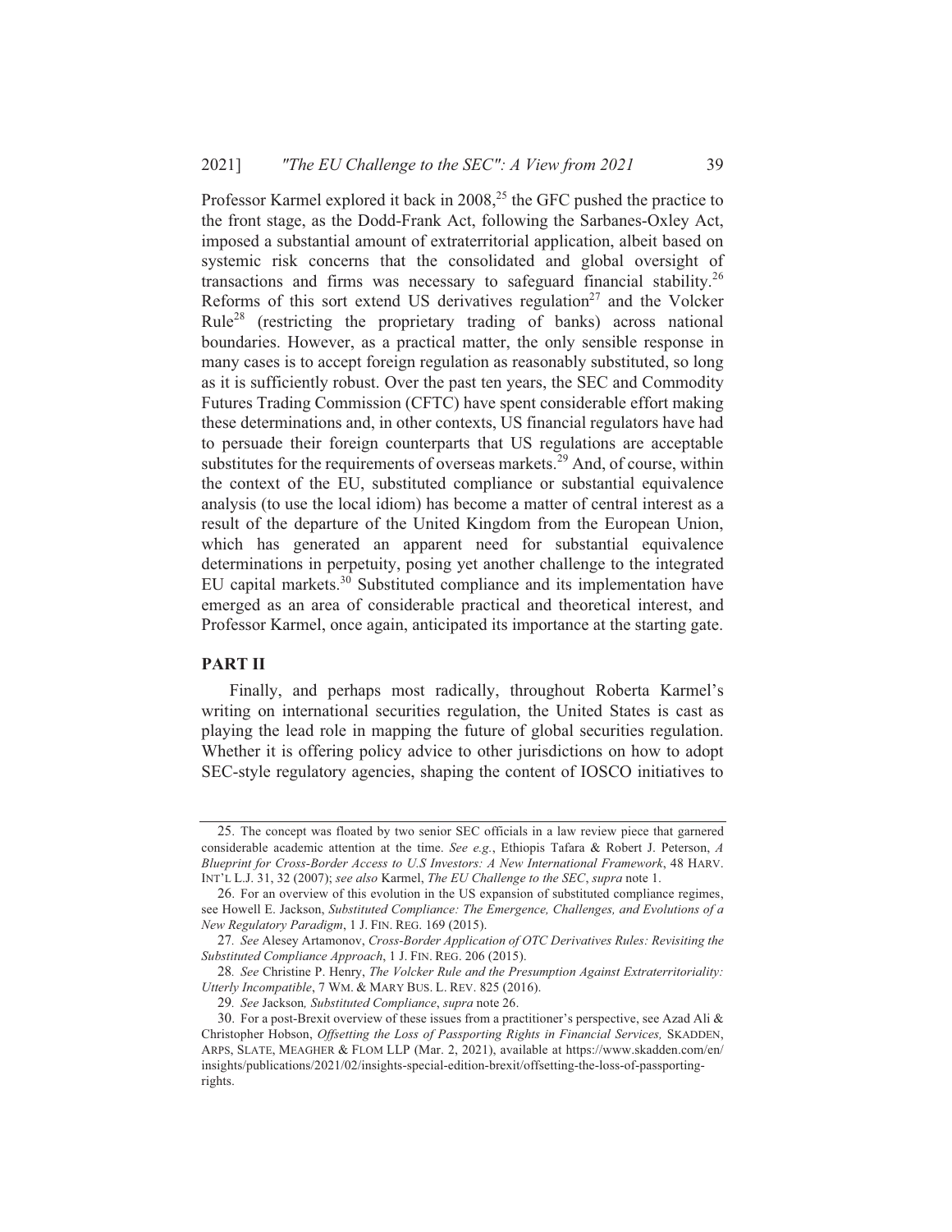Professor Karmel explored it back in 2008,[25] the GFC pushed the practice to the front stage, as the Dodd-Frank Act, following the Sarbanes-Oxley Act, imposed a substantial amount of extraterritorial application, albeit based on systemic risk concerns that the consolidated and global oversight of transactions and firms was necessary to safeguard financial stability.[26] Reforms of this sort extend US derivatives regulation[27] and the Volcker Rule[28] (restricting the proprietary trading of banks) across national boundaries. However, as a practical matter, the only sensible response in many cases is to accept foreign regulation as reasonably substituted, so long as it is sufficiently robust. Over the past ten years, the SEC and Commodity Futures Trading Commission (CFTC) have spent considerable effort making these determinations and, in other contexts, US financial regulators have had to persuade their foreign counterparts that US regulations are acceptable substitutes for the requirements of overseas markets.[29] And, of course, within the context of the EU, substituted compliance or substantial equivalence analysis (to use the local idiom) has become a matter of central interest as a result of the departure of the United Kingdom from the European Union, which has generated an apparent need for substantial equivalence determinations in perpetuity, posing yet another challenge to the integrated EU capital markets.[30] Substituted compliance and its implementation have emerged as an area of considerable practical and theoretical interest, and Professor Karmel, once again, anticipated its importance at the starting gate.

## PART II

Finally, and perhaps most radically, throughout Roberta Karmel's writing on international securities regulation, the United States is cast as playing the lead role in mapping the future of global securities regulation. Whether it is offering policy advice to other jurisdictions on how to adopt SEC-style regulatory agencies, shaping the content of IOSCO initiatives to

---

25. The concept was floated by two senior SEC officials in a law review piece that garnered considerable academic attention at the time. *See e.g.*, Ethiopis Tafara & Robert J. Peterson, *A Blueprint for Cross-Border Access to U.S Investors: A New International Framework*, 48 HARV. INT'L L.J. 31, 32 (2007); *see also* Karmel, *The EU Challenge to the SEC*, *supra* note 1.

26. For an overview of this evolution in the US expansion of substituted compliance regimes, see Howell E. Jackson, *Substituted Compliance: The Emergence, Challenges, and Evolutions of a New Regulatory Paradigm*, 1 J. FIN. REG. 169 (2015).

27. *See* Alesey Artamonov, *Cross-Border Application of OTC Derivatives Rules: Revisiting the Substituted Compliance Approach*, 1 J. FIN. REG. 206 (2015).

28. *See* Christine P. Henry, *The Volcker Rule and the Presumption Against Extraterritoriality: Utterly Incompatible*, 7 WM. & MARY BUS. L. REV. 825 (2016).

29. *See* Jackson*, Substituted Compliance*, *supra* note 26.

30. For a post-Brexit overview of these issues from a practitioner's perspective, see Azad Ali & Christopher Hobson, *Offsetting the Loss of Passporting Rights in Financial Services,* SKADDEN, ARPS, SLATE, MEAGHER & FLOM LLP (Mar. 2, 2021), available at https://www.skadden.com/en/insights/publications/2021/02/insights-special-edition-brexit/offsetting-the-loss-of-passporting-rights.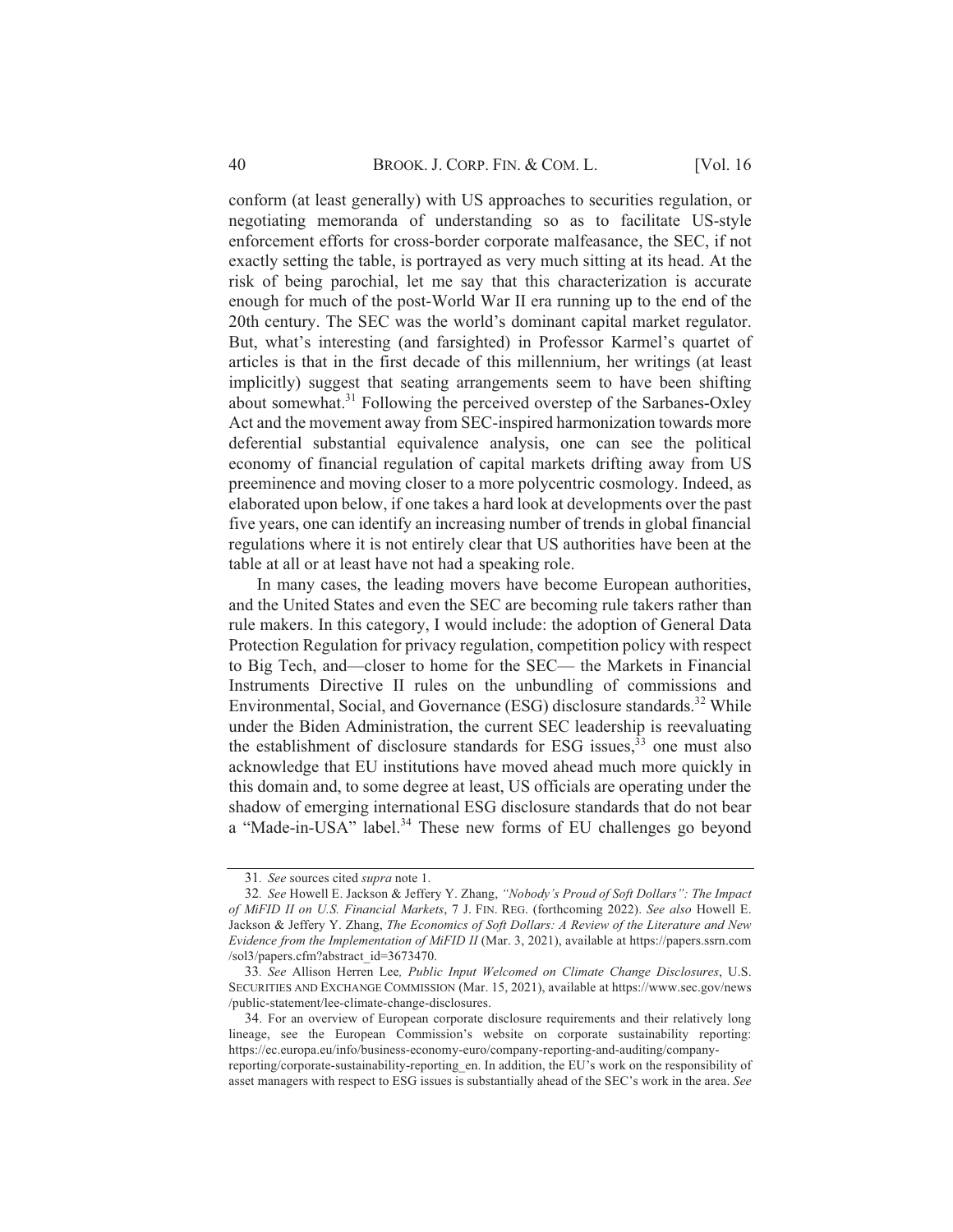conform (at least generally) with US approaches to securities regulation, or negotiating memoranda of understanding so as to facilitate US-style enforcement efforts for cross-border corporate malfeasance, the SEC, if not exactly setting the table, is portrayed as very much sitting at its head. At the risk of being parochial, let me say that this characterization is accurate enough for much of the post-World War II era running up to the end of the 20th century. The SEC was the world's dominant capital market regulator. But, what's interesting (and farsighted) in Professor Karmel's quartet of articles is that in the first decade of this millennium, her writings (at least implicitly) suggest that seating arrangements seem to have been shifting about somewhat.[31] Following the perceived overstep of the Sarbanes-Oxley Act and the movement away from SEC-inspired harmonization towards more deferential substantial equivalence analysis, one can see the political economy of financial regulation of capital markets drifting away from US preeminence and moving closer to a more polycentric cosmology. Indeed, as elaborated upon below, if one takes a hard look at developments over the past five years, one can identify an increasing number of trends in global financial regulations where it is not entirely clear that US authorities have been at the table at all or at least have not had a speaking role.

In many cases, the leading movers have become European authorities, and the United States and even the SEC are becoming rule takers rather than rule makers. In this category, I would include: the adoption of General Data Protection Regulation for privacy regulation, competition policy with respect to Big Tech, and—closer to home for the SEC— the Markets in Financial Instruments Directive II rules on the unbundling of commissions and Environmental, Social, and Governance (ESG) disclosure standards.[32] While under the Biden Administration, the current SEC leadership is reevaluating the establishment of disclosure standards for ESG issues,[33] one must also acknowledge that EU institutions have moved ahead much more quickly in this domain and, to some degree at least, US officials are operating under the shadow of emerging international ESG disclosure standards that do not bear a "Made-in-USA" label.[34] These new forms of EU challenges go beyond

---

31. *See* sources cited *supra* note 1.

32. *See* Howell E. Jackson & Jeffery Y. Zhang, *"Nobody's Proud of Soft Dollars": The Impact of MiFID II on U.S. Financial Markets*, 7 J. FIN. REG. (forthcoming 2022). *See also* Howell E. Jackson & Jeffery Y. Zhang, *The Economics of Soft Dollars: A Review of the Literature and New Evidence from the Implementation of MiFID II* (Mar. 3, 2021), available at https://papers.ssrn.com/sol3/papers.cfm?abstract_id=3673470.

33. *See* Allison Herren Lee*, Public Input Welcomed on Climate Change Disclosures*, U.S. SECURITIES AND EXCHANGE COMMISSION (Mar. 15, 2021), available at https://www.sec.gov/news/public-statement/lee-climate-change-disclosures.

34. For an overview of European corporate disclosure requirements and their relatively long lineage, see the European Commission's website on corporate sustainability reporting: https://ec.europa.eu/info/business-economy-euro/company-reporting-and-auditing/company-reporting/corporate-sustainability-reporting_en. In addition, the EU's work on the responsibility of asset managers with respect to ESG issues is substantially ahead of the SEC's work in the area. *See*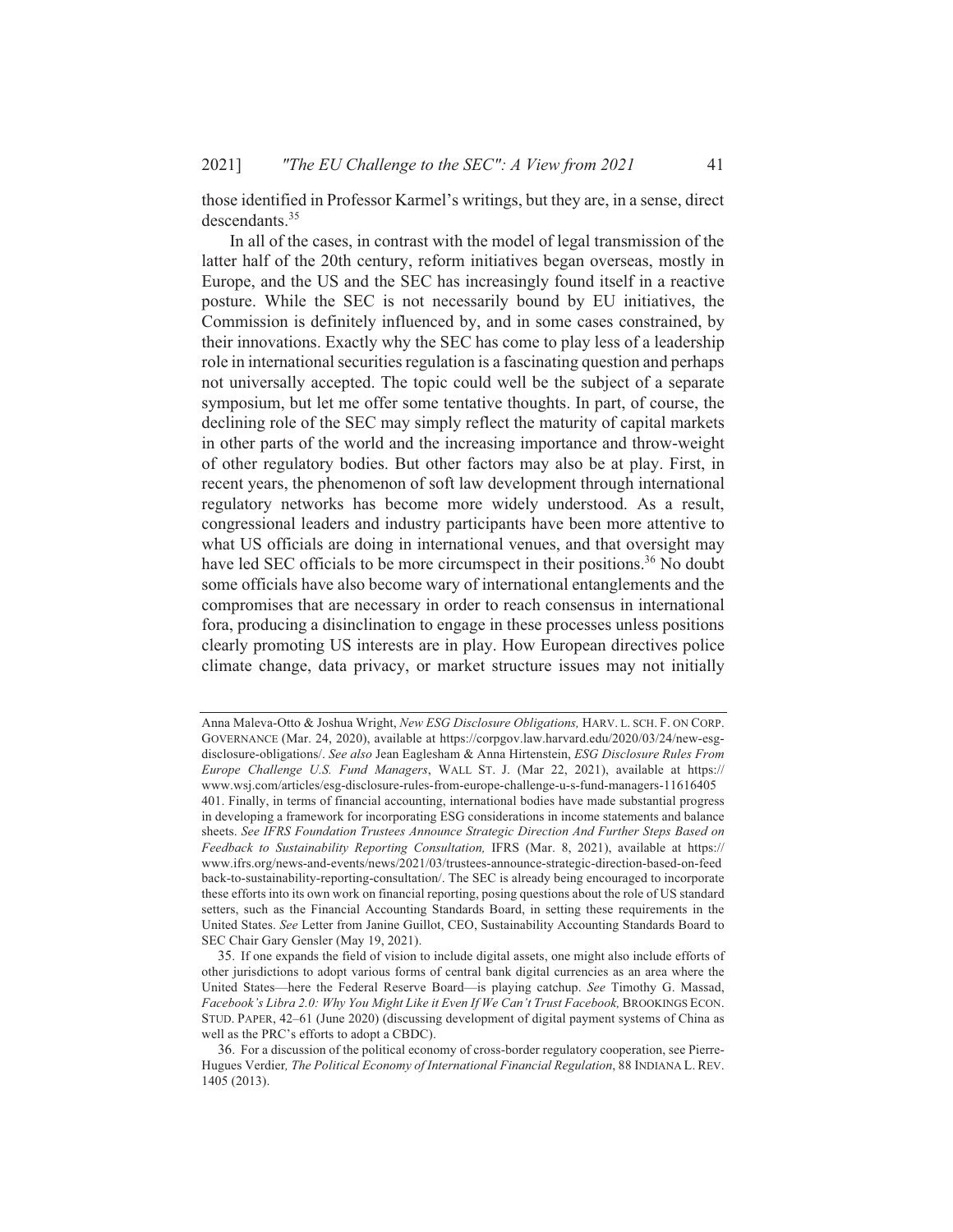those identified in Professor Karmel's writings, but they are, in a sense, direct descendants.[35]

In all of the cases, in contrast with the model of legal transmission of the latter half of the 20th century, reform initiatives began overseas, mostly in Europe, and the US and the SEC has increasingly found itself in a reactive posture. While the SEC is not necessarily bound by EU initiatives, the Commission is definitely influenced by, and in some cases constrained, by their innovations. Exactly why the SEC has come to play less of a leadership role in international securities regulation is a fascinating question and perhaps not universally accepted. The topic could well be the subject of a separate symposium, but let me offer some tentative thoughts. In part, of course, the declining role of the SEC may simply reflect the maturity of capital markets in other parts of the world and the increasing importance and throw-weight of other regulatory bodies. But other factors may also be at play. First, in recent years, the phenomenon of soft law development through international regulatory networks has become more widely understood. As a result, congressional leaders and industry participants have been more attentive to what US officials are doing in international venues, and that oversight may have led SEC officials to be more circumspect in their positions.[36] No doubt some officials have also become wary of international entanglements and the compromises that are necessary in order to reach consensus in international fora, producing a disinclination to engage in these processes unless positions clearly promoting US interests are in play. How European directives police climate change, data privacy, or market structure issues may not initially

---

Anna Maleva-Otto & Joshua Wright, *New ESG Disclosure Obligations,* HARV. L. SCH. F. ON CORP. GOVERNANCE (Mar. 24, 2020), available at https://corpgov.law.harvard.edu/2020/03/24/new-esg-disclosure-obligations/. *See also* Jean Eaglesham & Anna Hirtenstein, *ESG Disclosure Rules From Europe Challenge U.S. Fund Managers*, WALL ST. J. (Mar 22, 2021), available at https://www.wsj.com/articles/esg-disclosure-rules-from-europe-challenge-u-s-fund-managers-11616405401. Finally, in terms of financial accounting, international bodies have made substantial progress in developing a framework for incorporating ESG considerations in income statements and balance sheets. *See IFRS Foundation Trustees Announce Strategic Direction And Further Steps Based on Feedback to Sustainability Reporting Consultation,* IFRS (Mar. 8, 2021), available at https://www.ifrs.org/news-and-events/news/2021/03/trustees-announce-strategic-direction-based-on-feedback-to-sustainability-reporting-consultation/. The SEC is already being encouraged to incorporate these efforts into its own work on financial reporting, posing questions about the role of US standard setters, such as the Financial Accounting Standards Board, in setting these requirements in the United States. *See* Letter from Janine Guillot, CEO, Sustainability Accounting Standards Board to SEC Chair Gary Gensler (May 19, 2021).

35. If one expands the field of vision to include digital assets, one might also include efforts of other jurisdictions to adopt various forms of central bank digital currencies as an area where the United States—here the Federal Reserve Board—is playing catchup. *See* Timothy G. Massad, *Facebook's Libra 2.0: Why You Might Like it Even If We Can't Trust Facebook,* BROOKINGS ECON. STUD. PAPER, 42–61 (June 2020) (discussing development of digital payment systems of China as well as the PRC's efforts to adopt a CBDC).

36. For a discussion of the political economy of cross-border regulatory cooperation, see Pierre-Hugues Verdier*, The Political Economy of International Financial Regulation*, 88 INDIANA L. REV. 1405 (2013).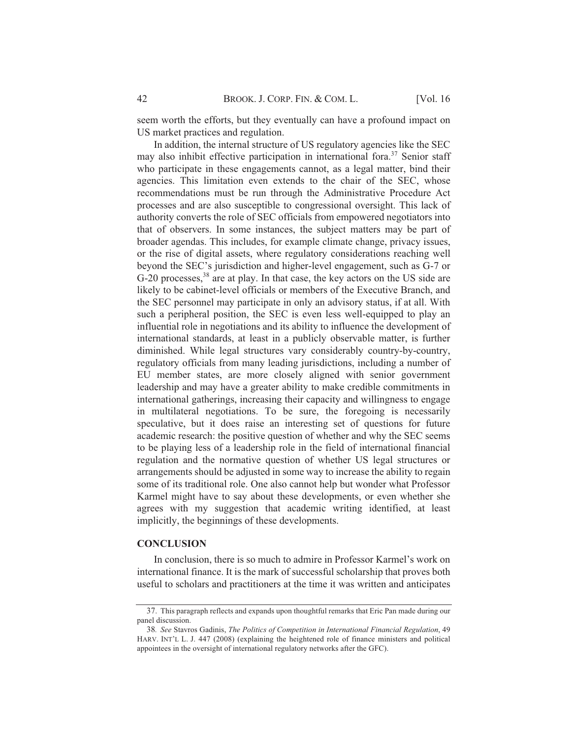seem worth the efforts, but they eventually can have a profound impact on US market practices and regulation.

In addition, the internal structure of US regulatory agencies like the SEC may also inhibit effective participation in international fora.[37] Senior staff who participate in these engagements cannot, as a legal matter, bind their agencies. This limitation even extends to the chair of the SEC, whose recommendations must be run through the Administrative Procedure Act processes and are also susceptible to congressional oversight. This lack of authority converts the role of SEC officials from empowered negotiators into that of observers. In some instances, the subject matters may be part of broader agendas. This includes, for example climate change, privacy issues, or the rise of digital assets, where regulatory considerations reaching well beyond the SEC's jurisdiction and higher-level engagement, such as G-7 or G-20 processes,[38] are at play. In that case, the key actors on the US side are likely to be cabinet-level officials or members of the Executive Branch, and the SEC personnel may participate in only an advisory status, if at all. With such a peripheral position, the SEC is even less well-equipped to play an influential role in negotiations and its ability to influence the development of international standards, at least in a publicly observable matter, is further diminished. While legal structures vary considerably country-by-country, regulatory officials from many leading jurisdictions, including a number of EU member states, are more closely aligned with senior government leadership and may have a greater ability to make credible commitments in international gatherings, increasing their capacity and willingness to engage in multilateral negotiations. To be sure, the foregoing is necessarily speculative, but it does raise an interesting set of questions for future academic research: the positive question of whether and why the SEC seems to be playing less of a leadership role in the field of international financial regulation and the normative question of whether US legal structures or arrangements should be adjusted in some way to increase the ability to regain some of its traditional role. One also cannot help but wonder what Professor Karmel might have to say about these developments, or even whether she agrees with my suggestion that academic writing identified, at least implicitly, the beginnings of these developments.

## CONCLUSION

In conclusion, there is so much to admire in Professor Karmel's work on international finance. It is the mark of successful scholarship that proves both useful to scholars and practitioners at the time it was written and anticipates

---

37. This paragraph reflects and expands upon thoughtful remarks that Eric Pan made during our panel discussion.

38. *See* Stavros Gadinis, *The Politics of Competition in International Financial Regulation*, 49 HARV. INT'L L. J. 447 (2008) (explaining the heightened role of finance ministers and political appointees in the oversight of international regulatory networks after the GFC).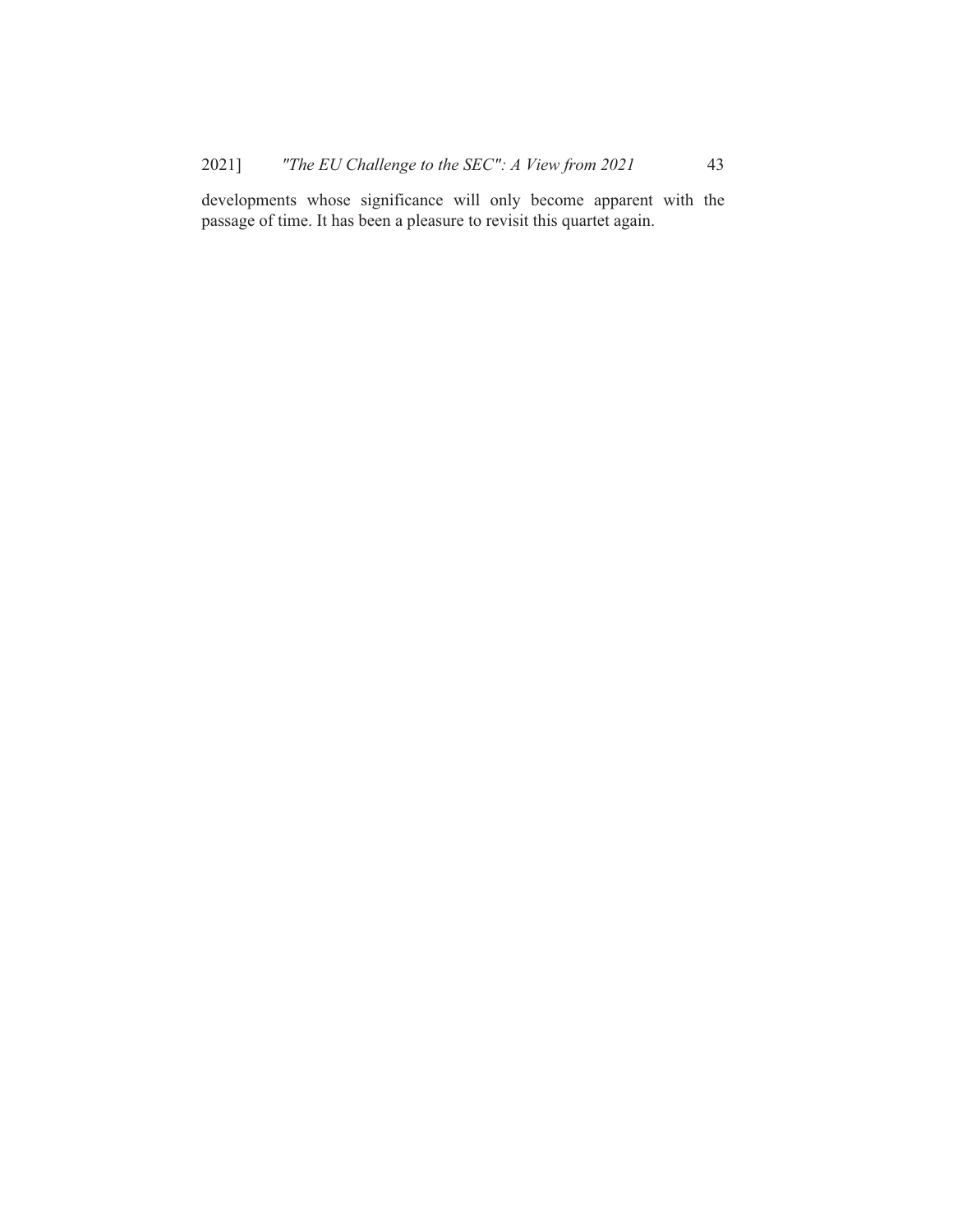developments whose significance will only become apparent with the passage of time. It has been a pleasure to revisit this quartet again.